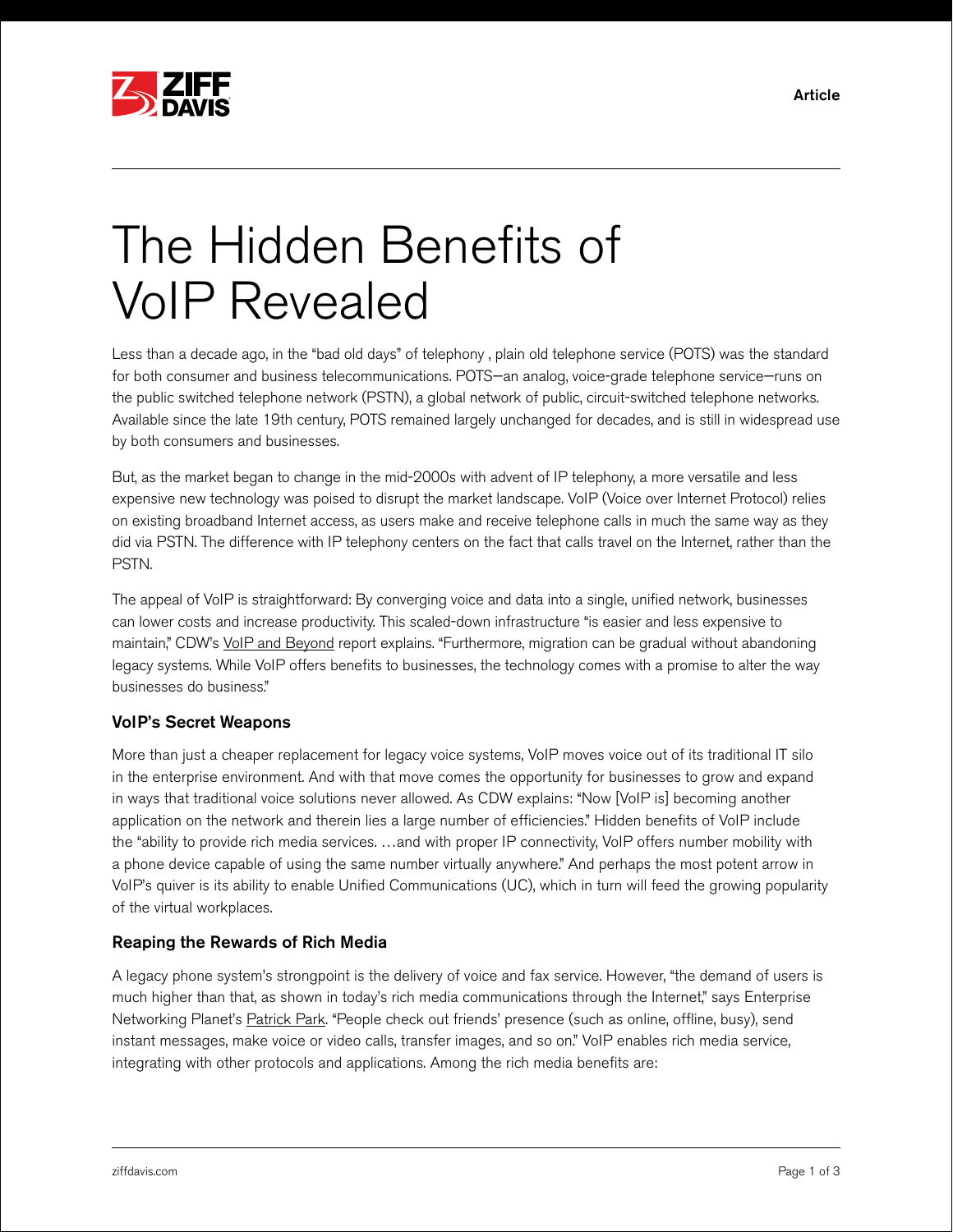# The Hidden Benefits of VoIP Revealed

Less than a decade ago, in the "bad old days" of telephony , plain old telephone service (POTS) was the standard for both consumer and business telecommunications. POTS—an analog, voice-grade telephone service—runs on the public switched telephone network (PSTN), a global network of public, circuit-switched telephone networks. Available since the late 19th century, POTS remained largely unchanged for decades, and is still in widespread use by both consumers and businesses.

But, as the market began to change in the mid-2000s with advent of IP telephony, a more versatile and less expensive new technology was poised to disrupt the market landscape. VoIP (Voice over Internet Protocol) relies on existing broadband Internet access, as users make and receive telephone calls in much the same way as they did via PSTN. The difference with IP telephony centers on the fact that calls travel on the Internet, rather than the PSTN.

The appeal of VoIP is straightforward: By converging voice and data into a single, unified network, businesses can lower costs and increase productivity. This scaled-down infrastructure "is easier and less expensive to maintain," CDW's VoIP and Beyond report explains. "Furthermore, migration can be gradual without abandoning legacy systems. While VoIP offers benefits to businesses, the technology comes with a promise to alter the way businesses do business."

### VoIP's Secret Weapons

More than just a cheaper replacement for legacy voice systems, VoIP moves voice out of its traditional IT silo in the enterprise environment. And with that move comes the opportunity for businesses to grow and expand in ways that traditional voice solutions never allowed. As CDW explains: "Now [VoIP is] becoming another application on the network and therein lies a large number of efficiencies." Hidden benefits of VoIP include the "ability to provide rich media services. …and with proper IP connectivity, VoIP offers number mobility with a phone device capable of using the same number virtually anywhere." And perhaps the most potent arrow in VoIP's quiver is its ability to enable Unified Communications (UC), which in turn will feed the growing popularity of the virtual workplaces.

### Reaping the Rewards of Rich Media

A legacy phone system's strongpoint is the delivery of voice and fax service. However, "the demand of users is much higher than that, as shown in today's rich media communications through the Internet," says Enterprise Networking Planet's Patrick Park. "People check out friends' presence (such as online, offline, busy), send instant messages, make voice or video calls, transfer images, and so on." VoIP enables rich media service, integrating with other protocols and applications. Among the rich media benefits are: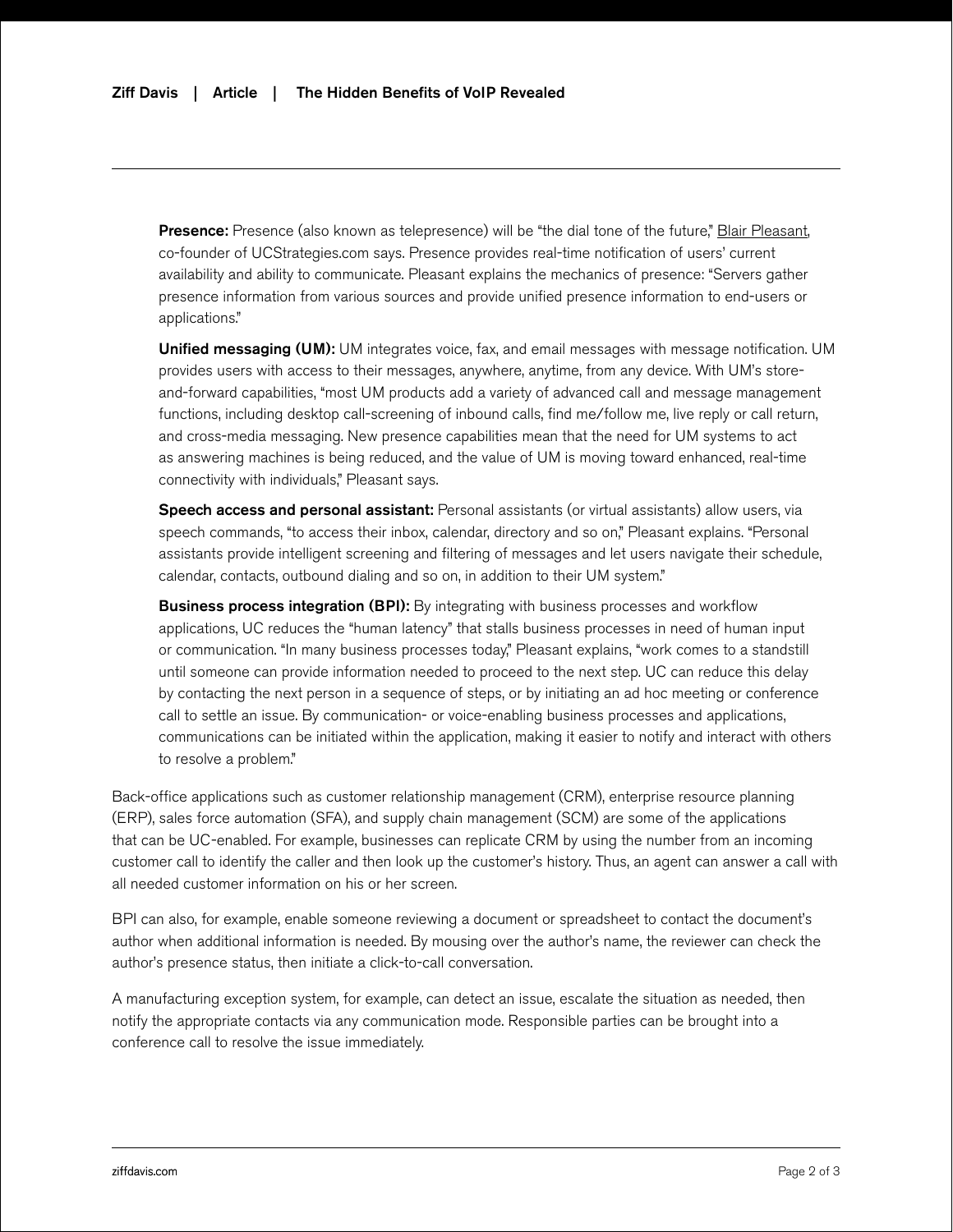**Presence:** Presence (also known as telepresence) will be "the dial tone of the future," Blair Pleasant, co-founder of UCStrategies.com says. Presence provides real-time notification of users' current availability and ability to communicate. Pleasant explains the mechanics of presence: "Servers gather presence information from various sources and provide unified presence information to end-users or applications."

**Unified messaging (UM):** UM integrates voice, fax, and email messages with message notification. UM provides users with access to their messages, anywhere, anytime, from any device. With UM's store-and-forward capabilities, "most UM products add a variety of advanced call and message management functions, including desktop call-screening of inbound calls, find me/follow me, live reply or call return, and cross-media messaging. New presence capabilities mean that the need for UM systems to act as answering machines is being reduced, and the value of UM is moving toward enhanced, real-time connectivity with individuals," Pleasant says.

**Speech access and personal assistant:** Personal assistants (or virtual assistants) allow users, via speech commands, "to access their inbox, calendar, directory and so on," Pleasant explains. "Personal assistants provide intelligent screening and filtering of messages and let users navigate their schedule, calendar, contacts, outbound dialing and so on, in addition to their UM system."

**Business process integration (BPI):** By integrating with business processes and workflow applications, UC reduces the "human latency" that stalls business processes in need of human input or communication. "In many business processes today," Pleasant explains, "work comes to a standstill until someone can provide information needed to proceed to the next step. UC can reduce this delay by contacting the next person in a sequence of steps, or by initiating an ad hoc meeting or conference call to settle an issue. By communication- or voice-enabling business processes and applications, communications can be initiated within the application, making it easier to notify and interact with others to resolve a problem."

Back-office applications such as customer relationship management (CRM), enterprise resource planning (ERP), sales force automation (SFA), and supply chain management (SCM) are some of the applications that can be UC-enabled. For example, businesses can replicate CRM by using the number from an incoming customer call to identify the caller and then look up the customer's history. Thus, an agent can answer a call with all needed customer information on his or her screen.

BPI can also, for example, enable someone reviewing a document or spreadsheet to contact the document's author when additional information is needed. By mousing over the author's name, the reviewer can check the author's presence status, then initiate a click-to-call conversation.

A manufacturing exception system, for example, can detect an issue, escalate the situation as needed, then notify the appropriate contacts via any communication mode. Responsible parties can be brought into a conference call to resolve the issue immediately.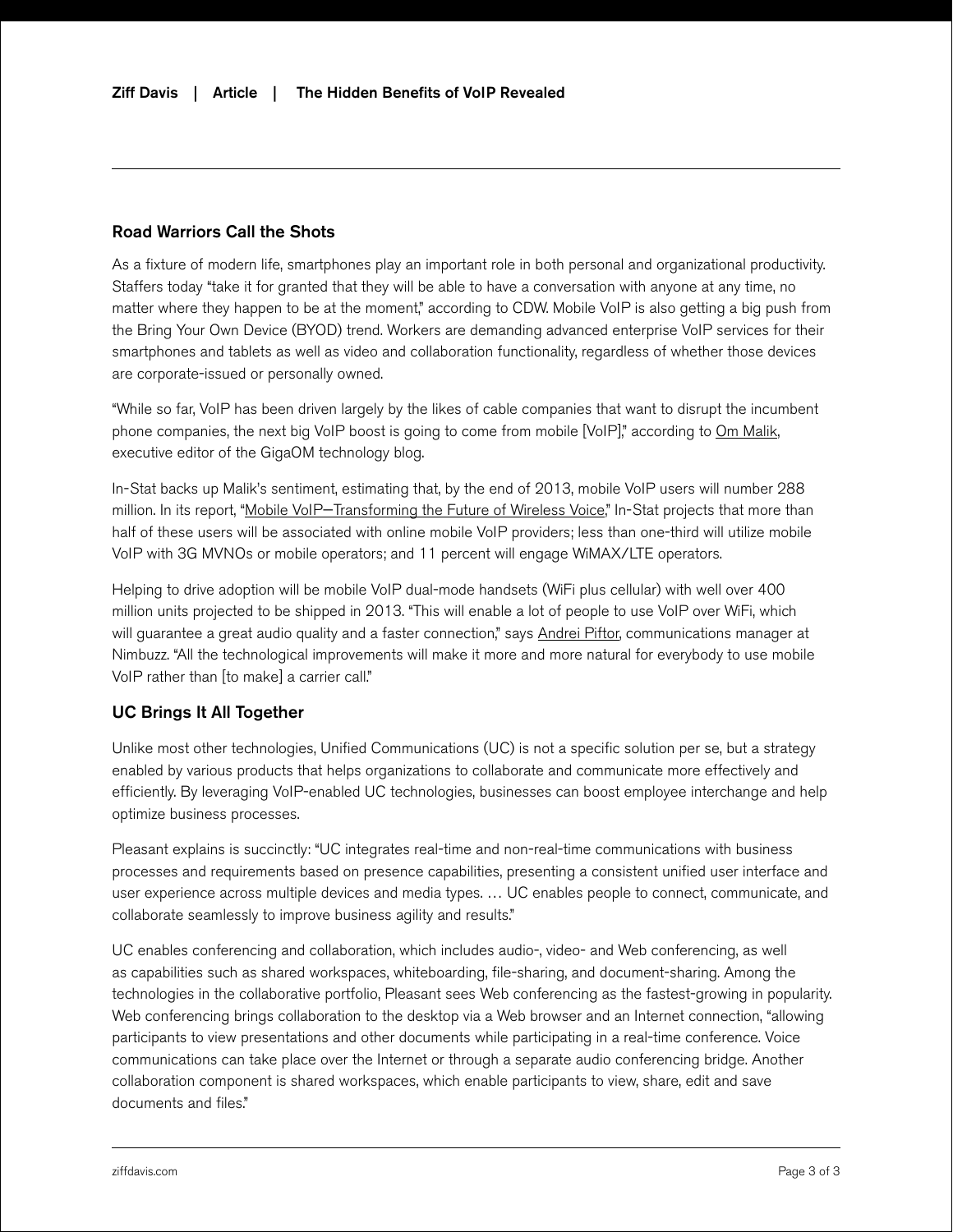## Road Warriors Call the Shots

As a fixture of modern life, smartphones play an important role in both personal and organizational productivity. Staffers today "take it for granted that they will be able to have a conversation with anyone at any time, no matter where they happen to be at the moment," according to CDW. Mobile VoIP is also getting a big push from the Bring Your Own Device (BYOD) trend. Workers are demanding advanced enterprise VoIP services for their smartphones and tablets as well as video and collaboration functionality, regardless of whether those devices are corporate-issued or personally owned.

"While so far, VoIP has been driven largely by the likes of cable companies that want to disrupt the incumbent phone companies, the next big VoIP boost is going to come from mobile [VoIP]," according to Om Malik, executive editor of the GigaOM technology blog.

In-Stat backs up Malik's sentiment, estimating that, by the end of 2013, mobile VoIP users will number 288 million. In its report, "Mobile VoIP—Transforming the Future of Wireless Voice," In-Stat projects that more than half of these users will be associated with online mobile VoIP providers; less than one-third will utilize mobile VoIP with 3G MVNOs or mobile operators; and 11 percent will engage WiMAX/LTE operators.

Helping to drive adoption will be mobile VoIP dual-mode handsets (WiFi plus cellular) with well over 400 million units projected to be shipped in 2013. "This will enable a lot of people to use VoIP over WiFi, which will guarantee a great audio quality and a faster connection," says Andrei Piftor, communications manager at Nimbuzz. "All the technological improvements will make it more and more natural for everybody to use mobile VoIP rather than [to make] a carrier call."

## UC Brings It All Together

Unlike most other technologies, Unified Communications (UC) is not a specific solution per se, but a strategy enabled by various products that helps organizations to collaborate and communicate more effectively and efficiently. By leveraging VoIP-enabled UC technologies, businesses can boost employee interchange and help optimize business processes.

Pleasant explains is succinctly: "UC integrates real-time and non-real-time communications with business processes and requirements based on presence capabilities, presenting a consistent unified user interface and user experience across multiple devices and media types. … UC enables people to connect, communicate, and collaborate seamlessly to improve business agility and results."

UC enables conferencing and collaboration, which includes audio-, video- and Web conferencing, as well as capabilities such as shared workspaces, whiteboarding, file-sharing, and document-sharing. Among the technologies in the collaborative portfolio, Pleasant sees Web conferencing as the fastest-growing in popularity. Web conferencing brings collaboration to the desktop via a Web browser and an Internet connection, "allowing participants to view presentations and other documents while participating in a real-time conference. Voice communications can take place over the Internet or through a separate audio conferencing bridge. Another collaboration component is shared workspaces, which enable participants to view, share, edit and save documents and files."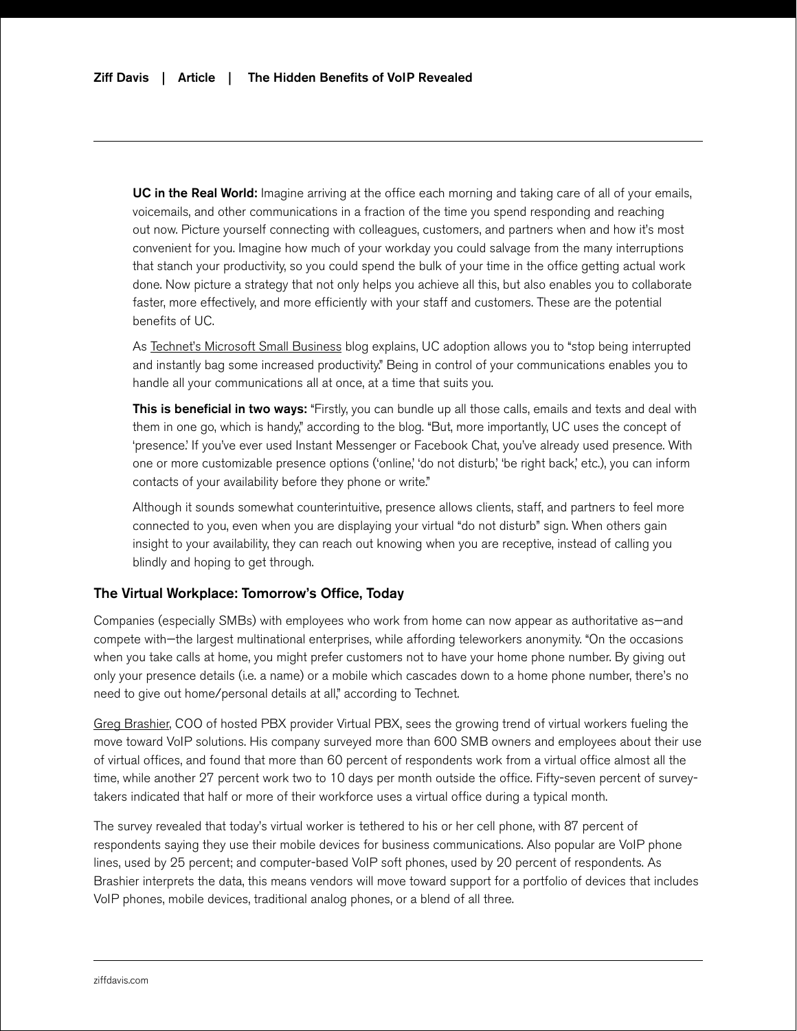**UC in the Real World:** Imagine arriving at the office each morning and taking care of all of your emails, voicemails, and other communications in a fraction of the time you spend responding and reaching out now. Picture yourself connecting with colleagues, customers, and partners when and how it's most convenient for you. Imagine how much of your workday you could salvage from the many interruptions that stanch your productivity, so you could spend the bulk of your time in the office getting actual work done. Now picture a strategy that not only helps you achieve all this, but also enables you to collaborate faster, more effectively, and more efficiently with your staff and customers. These are the potential benefits of UC.

As Technet's Microsoft Small Business blog explains, UC adoption allows you to "stop being interrupted and instantly bag some increased productivity." Being in control of your communications enables you to handle all your communications all at once, at a time that suits you.

**This is beneficial in two ways:** "Firstly, you can bundle up all those calls, emails and texts and deal with them in one go, which is handy," according to the blog. "But, more importantly, UC uses the concept of 'presence.' If you've ever used Instant Messenger or Facebook Chat, you've already used presence. With one or more customizable presence options ('online,' 'do not disturb,' 'be right back,' etc.), you can inform contacts of your availability before they phone or write."

Although it sounds somewhat counterintuitive, presence allows clients, staff, and partners to feel more connected to you, even when you are displaying your virtual "do not disturb" sign. When others gain insight to your availability, they can reach out knowing when you are receptive, instead of calling you blindly and hoping to get through.

## The Virtual Workplace: Tomorrow's Office, Today

Companies (especially SMBs) with employees who work from home can now appear as authoritative as—and compete with—the largest multinational enterprises, while affording teleworkers anonymity. "On the occasions when you take calls at home, you might prefer customers not to have your home phone number. By giving out only your presence details (i.e. a name) or a mobile which cascades down to a home phone number, there's no need to give out home/personal details at all," according to Technet.

Greg Brashier, COO of hosted PBX provider Virtual PBX, sees the growing trend of virtual workers fueling the move toward VoIP solutions. His company surveyed more than 600 SMB owners and employees about their use of virtual offices, and found that more than 60 percent of respondents work from a virtual office almost all the time, while another 27 percent work two to 10 days per month outside the office. Fifty-seven percent of survey-takers indicated that half or more of their workforce uses a virtual office during a typical month.

The survey revealed that today's virtual worker is tethered to his or her cell phone, with 87 percent of respondents saying they use their mobile devices for business communications. Also popular are VoIP phone lines, used by 25 percent; and computer-based VoIP soft phones, used by 20 percent of respondents. As Brashier interprets the data, this means vendors will move toward support for a portfolio of devices that includes VoIP phones, mobile devices, traditional analog phones, or a blend of all three.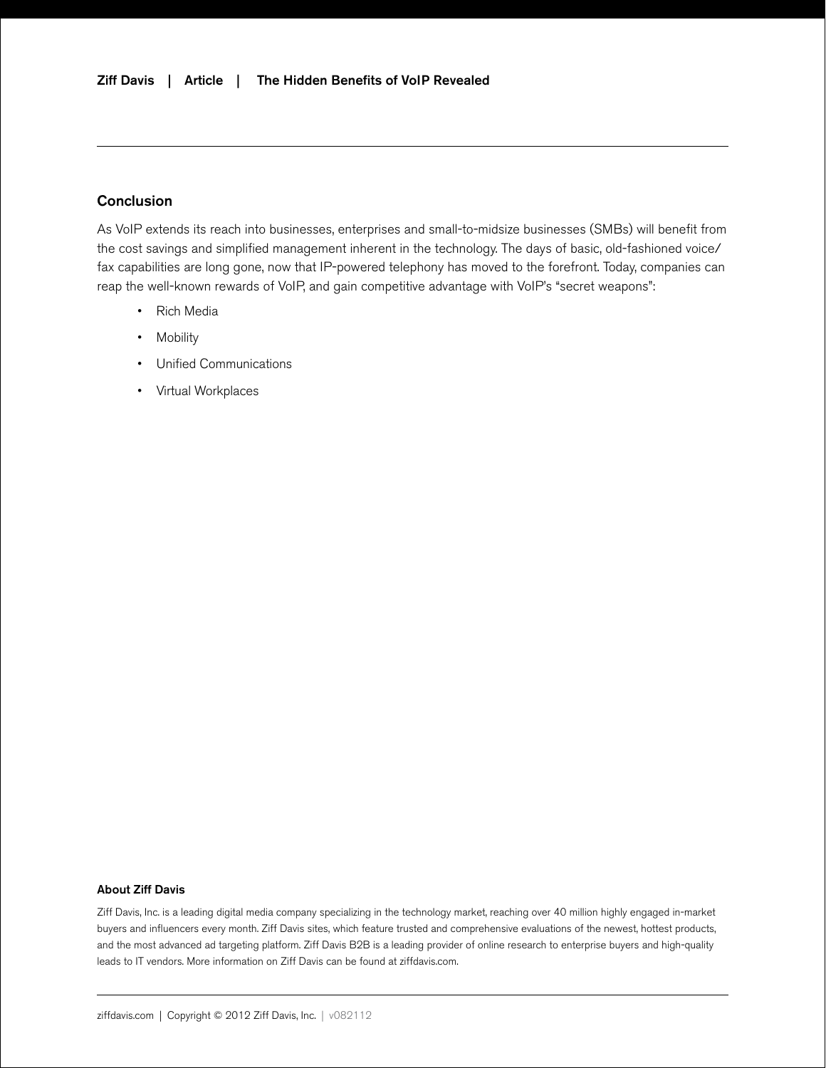## Conclusion

As VoIP extends its reach into businesses, enterprises and small-to-midsize businesses (SMBs) will benefit from the cost savings and simplified management inherent in the technology. The days of basic, old-fashioned voice/fax capabilities are long gone, now that IP-powered telephony has moved to the forefront. Today, companies can reap the well-known rewards of VoIP, and gain competitive advantage with VoIP's "secret weapons":

- Rich Media
- Mobility
- Unified Communications
- Virtual Workplaces

**About Ziff Davis**

Ziff Davis, Inc. is a leading digital media company specializing in the technology market, reaching over 40 million highly engaged in-market buyers and influencers every month. Ziff Davis sites, which feature trusted and comprehensive evaluations of the newest, hottest products, and the most advanced ad targeting platform. Ziff Davis B2B is a leading provider of online research to enterprise buyers and high-quality leads to IT vendors. More information on Ziff Davis can be found at ziffdavis.com.